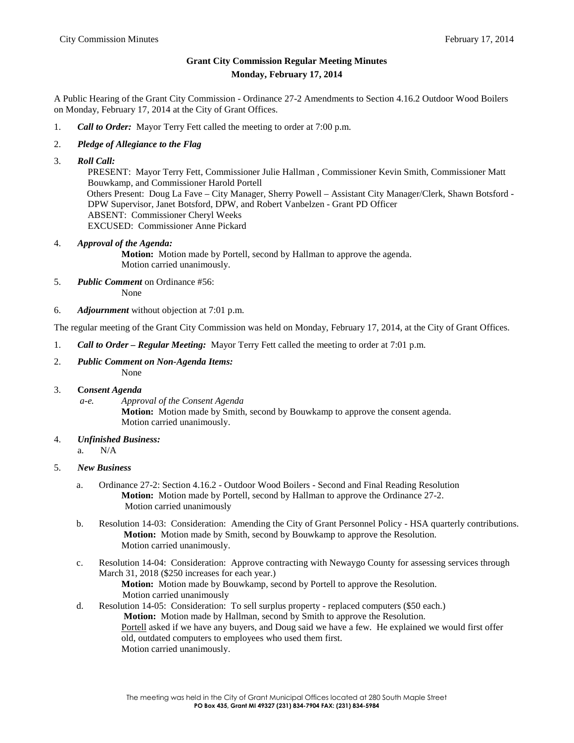# Grant City Commission Regular Meeting Minutes
## Monday, February 17, 2014

A Public Hearing of the Grant City Commission - Ordinance 27-2 Amendments to Section 4.16.2 Outdoor Wood Boilers on Monday, February 17, 2014 at the City of Grant Offices.

1. ***Call to Order:*** Mayor Terry Fett called the meeting to order at 7:00 p.m.
2. ***Pledge of Allegiance to the Flag***
3. ***Roll Call:***
   PRESENT: Mayor Terry Fett, Commissioner Julie Hallman , Commissioner Kevin Smith, Commissioner Matt Bouwkamp, and Commissioner Harold Portell
   Others Present: Doug La Fave – City Manager, Sherry Powell – Assistant City Manager/Clerk, Shawn Botsford - DPW Supervisor, Janet Botsford, DPW, and Robert Vanbelzen - Grant PD Officer
   ABSENT: Commissioner Cheryl Weeks
   EXCUSED: Commissioner Anne Pickard
4. ***Approval of the Agenda:***
   **Motion:** Motion made by Portell, second by Hallman to approve the agenda.
   Motion carried unanimously.
5. ***Public Comment*** on Ordinance #56:
   None
6. ***Adjournment*** without objection at 7:01 p.m.

The regular meeting of the Grant City Commission was held on Monday, February 17, 2014, at the City of Grant Offices.

1. ***Call to Order – Regular Meeting:*** Mayor Terry Fett called the meeting to order at 7:01 p.m.
2. ***Public Comment on Non-Agenda Items:***
   None
3. **C*onsent Agenda***
   *a-e.* *Approval of the Consent Agenda*
   **Motion:** Motion made by Smith, second by Bouwkamp to approve the consent agenda.
   Motion carried unanimously.
4. ***Unfinished Business:***
   a. N/A
5. ***New Business***
   a. Ordinance 27-2: Section 4.16.2 - Outdoor Wood Boilers - Second and Final Reading Resolution
      **Motion:** Motion made by Portell, second by Hallman to approve the Ordinance 27-2.
      Motion carried unanimously
   b. Resolution 14-03: Consideration: Amending the City of Grant Personnel Policy - HSA quarterly contributions.
      **Motion:** Motion made by Smith, second by Bouwkamp to approve the Resolution.
      Motion carried unanimously.
   c. Resolution 14-04: Consideration: Approve contracting with Newaygo County for assessing services through March 31, 2018 ($250 increases for each year.)
      **Motion:** Motion made by Bouwkamp, second by Portell to approve the Resolution.
      Motion carried unanimously
   d. Resolution 14-05: Consideration: To sell surplus property - replaced computers ($50 each.)
      **Motion:** Motion made by Hallman, second by Smith to approve the Resolution.
      Portell asked if we have any buyers, and Doug said we have a few. He explained we would first offer old, outdated computers to employees who used them first.
      Motion carried unanimously.

The meeting was held in the City of Grant Municipal Offices located at 280 South Maple Street
**PO Box 435, Grant MI 49327 (231) 834-7904 FAX: (231) 834-5984**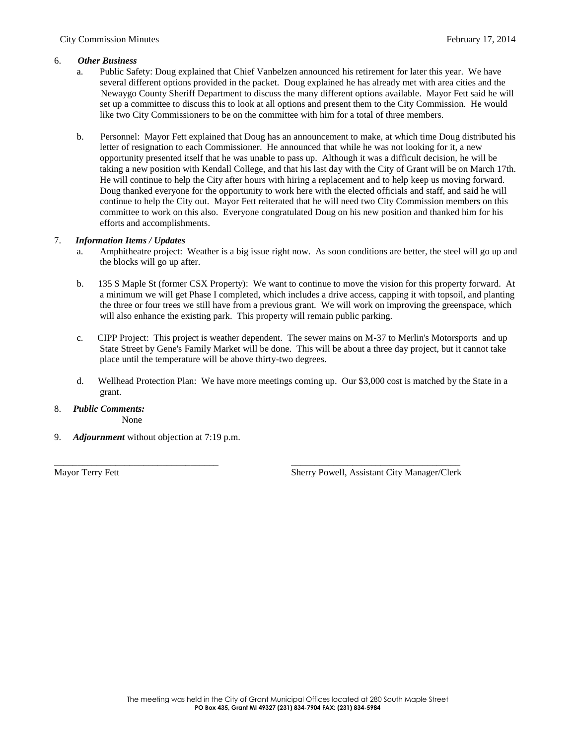6. ***Other Business***

   a. Public Safety: Doug explained that Chief Vanbelzen announced his retirement for later this year. We have several different options provided in the packet. Doug explained he has already met with area cities and the Newaygo County Sheriff Department to discuss the many different options available. Mayor Fett said he will set up a committee to discuss this to look at all options and present them to the City Commission. He would like two City Commissioners to be on the committee with him for a total of three members.

   b. Personnel: Mayor Fett explained that Doug has an announcement to make, at which time Doug distributed his letter of resignation to each Commissioner. He announced that while he was not looking for it, a new opportunity presented itself that he was unable to pass up. Although it was a difficult decision, he will be taking a new position with Kendall College, and that his last day with the City of Grant will be on March 17th. He will continue to help the City after hours with hiring a replacement and to help keep us moving forward. Doug thanked everyone for the opportunity to work here with the elected officials and staff, and said he will continue to help the City out. Mayor Fett reiterated that he will need two City Commission members on this committee to work on this also. Everyone congratulated Doug on his new position and thanked him for his efforts and accomplishments.

7. ***Information Items / Updates***

   a. Amphitheatre project: Weather is a big issue right now. As soon conditions are better, the steel will go up and the blocks will go up after.

   b. 135 S Maple St (former CSX Property): We want to continue to move the vision for this property forward. At a minimum we will get Phase I completed, which includes a drive access, capping it with topsoil, and planting the three or four trees we still have from a previous grant. We will work on improving the greenspace, which will also enhance the existing park. This property will remain public parking.

   c. CIPP Project: This project is weather dependent. The sewer mains on M-37 to Merlin's Motorsports and up State Street by Gene's Family Market will be done. This will be about a three day project, but it cannot take place until the temperature will be above thirty-two degrees.

   d. Wellhead Protection Plan: We have more meetings coming up. Our $3,000 cost is matched by the State in a grant.

8. ***Public Comments:***

   None

9. ***Adjournment*** without objection at 7:19 p.m.

\_\_\_\_\_\_\_\_\_\_\_\_\_\_\_\_\_\_\_\_\_\_\_\_\_\_\_\_\_\_\_\_\_\_\_
Mayor Terry Fett

\_\_\_\_\_\_\_\_\_\_\_\_\_\_\_\_\_\_\_\_\_\_\_\_\_\_\_\_\_\_\_\_\_\_\_
Sherry Powell, Assistant City Manager/Clerk

The meeting was held in the City of Grant Municipal Offices located at 280 South Maple Street
**PO Box 435, Grant MI 49327 (231) 834-7904 FAX: (231) 834-5984**